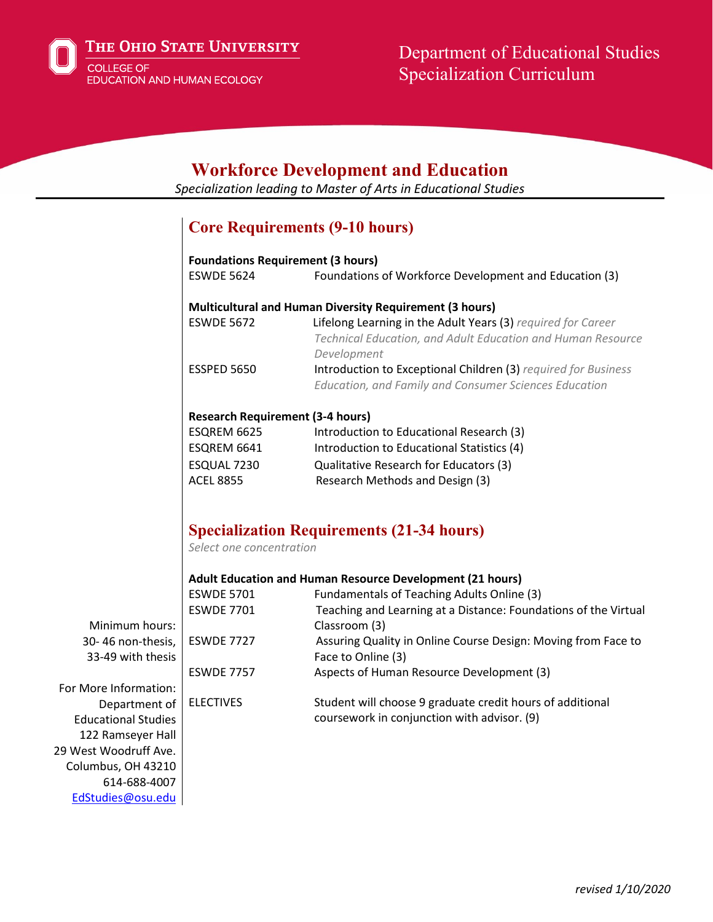The Ohio State University
College of Education and Human Ecology

Department of Educational Studies
Specialization Curriculum

# Workforce Development and Education

*Specialization leading to Master of Arts in Educational Studies*

## Core Requirements (9-10 hours)

**Foundations Requirement (3 hours)**

| | |
|---|---|
| ESWDE 5624 | Foundations of Workforce Development and Education (3) |

**Multicultural and Human Diversity Requirement (3 hours)**

| | |
|---|---|
| ESWDE 5672 | Lifelong Learning in the Adult Years (3) *required for Career Technical Education, and Adult Education and Human Resource Development* |
| ESSPED 5650 | Introduction to Exceptional Children (3) *required for Business Education, and Family and Consumer Sciences Education* |

**Research Requirement (3-4 hours)**

| | |
|---|---|
| ESQREM 6625 | Introduction to Educational Research (3) |
| ESQREM 6641 | Introduction to Educational Statistics (4) |
| ESQUAL 7230 | Qualitative Research for Educators (3) |
| ACEL 8855 | Research Methods and Design (3) |

## Specialization Requirements (21-34 hours)

*Select one concentration*

**Adult Education and Human Resource Development (21 hours)**

| | |
|---|---|
| ESWDE 5701 | Fundamentals of Teaching Adults Online (3) |
| ESWDE 7701 | Teaching and Learning at a Distance: Foundations of the Virtual Classroom (3) |
| ESWDE 7727 | Assuring Quality in Online Course Design: Moving from Face to Face to Online (3) |
| ESWDE 7757 | Aspects of Human Resource Development (3) |
| ELECTIVES | Student will choose 9 graduate credit hours of additional coursework in conjunction with advisor. (9) |

Minimum hours:
30- 46 non-thesis,
33-49 with thesis

For More Information:
Department of
Educational Studies
122 Ramseyer Hall
29 West Woodruff Ave.
Columbus, OH 43210
614-688-4007
EdStudies@osu.edu

*revised 1/10/2020*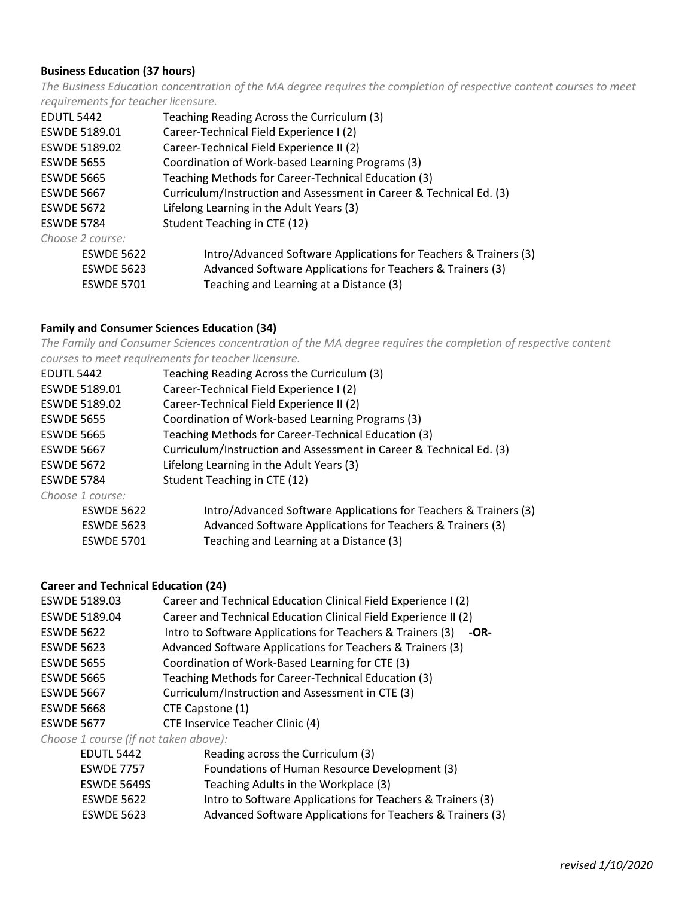**Business Education (37 hours)**

*The Business Education concentration of the MA degree requires the completion of respective content courses to meet requirements for teacher licensure.*

| | |
|---|---|
| EDUTL 5442 | Teaching Reading Across the Curriculum (3) |
| ESWDE 5189.01 | Career-Technical Field Experience I (2) |
| ESWDE 5189.02 | Career-Technical Field Experience II (2) |
| ESWDE 5655 | Coordination of Work-based Learning Programs (3) |
| ESWDE 5665 | Teaching Methods for Career-Technical Education (3) |
| ESWDE 5667 | Curriculum/Instruction and Assessment in Career & Technical Ed. (3) |
| ESWDE 5672 | Lifelong Learning in the Adult Years (3) |
| ESWDE 5784 | Student Teaching in CTE (12) |

*Choose 2 course:*

| | |
|---|---|
| ESWDE 5622 | Intro/Advanced Software Applications for Teachers & Trainers (3) |
| ESWDE 5623 | Advanced Software Applications for Teachers & Trainers (3) |
| ESWDE 5701 | Teaching and Learning at a Distance (3) |

**Family and Consumer Sciences Education (34)**

*The Family and Consumer Sciences concentration of the MA degree requires the completion of respective content courses to meet requirements for teacher licensure.*

| | |
|---|---|
| EDUTL 5442 | Teaching Reading Across the Curriculum (3) |
| ESWDE 5189.01 | Career-Technical Field Experience I (2) |
| ESWDE 5189.02 | Career-Technical Field Experience II (2) |
| ESWDE 5655 | Coordination of Work-based Learning Programs (3) |
| ESWDE 5665 | Teaching Methods for Career-Technical Education (3) |
| ESWDE 5667 | Curriculum/Instruction and Assessment in Career & Technical Ed. (3) |
| ESWDE 5672 | Lifelong Learning in the Adult Years (3) |
| ESWDE 5784 | Student Teaching in CTE (12) |

*Choose 1 course:*

| | |
|---|---|
| ESWDE 5622 | Intro/Advanced Software Applications for Teachers & Trainers (3) |
| ESWDE 5623 | Advanced Software Applications for Teachers & Trainers (3) |
| ESWDE 5701 | Teaching and Learning at a Distance (3) |

**Career and Technical Education (24)**

| | |
|---|---|
| ESWDE 5189.03 | Career and Technical Education Clinical Field Experience I (2) |
| ESWDE 5189.04 | Career and Technical Education Clinical Field Experience II (2) |
| ESWDE 5622 | Intro to Software Applications for Teachers & Trainers (3) **-OR-** |
| ESWDE 5623 | Advanced Software Applications for Teachers & Trainers (3) |
| ESWDE 5655 | Coordination of Work-Based Learning for CTE (3) |
| ESWDE 5665 | Teaching Methods for Career-Technical Education (3) |
| ESWDE 5667 | Curriculum/Instruction and Assessment in CTE (3) |
| ESWDE 5668 | CTE Capstone (1) |
| ESWDE 5677 | CTE Inservice Teacher Clinic (4) |

*Choose 1 course (if not taken above):*

| | |
|---|---|
| EDUTL 5442 | Reading across the Curriculum (3) |
| ESWDE 7757 | Foundations of Human Resource Development (3) |
| ESWDE 5649S | Teaching Adults in the Workplace (3) |
| ESWDE 5622 | Intro to Software Applications for Teachers & Trainers (3) |
| ESWDE 5623 | Advanced Software Applications for Teachers & Trainers (3) |

*revised 1/10/2020*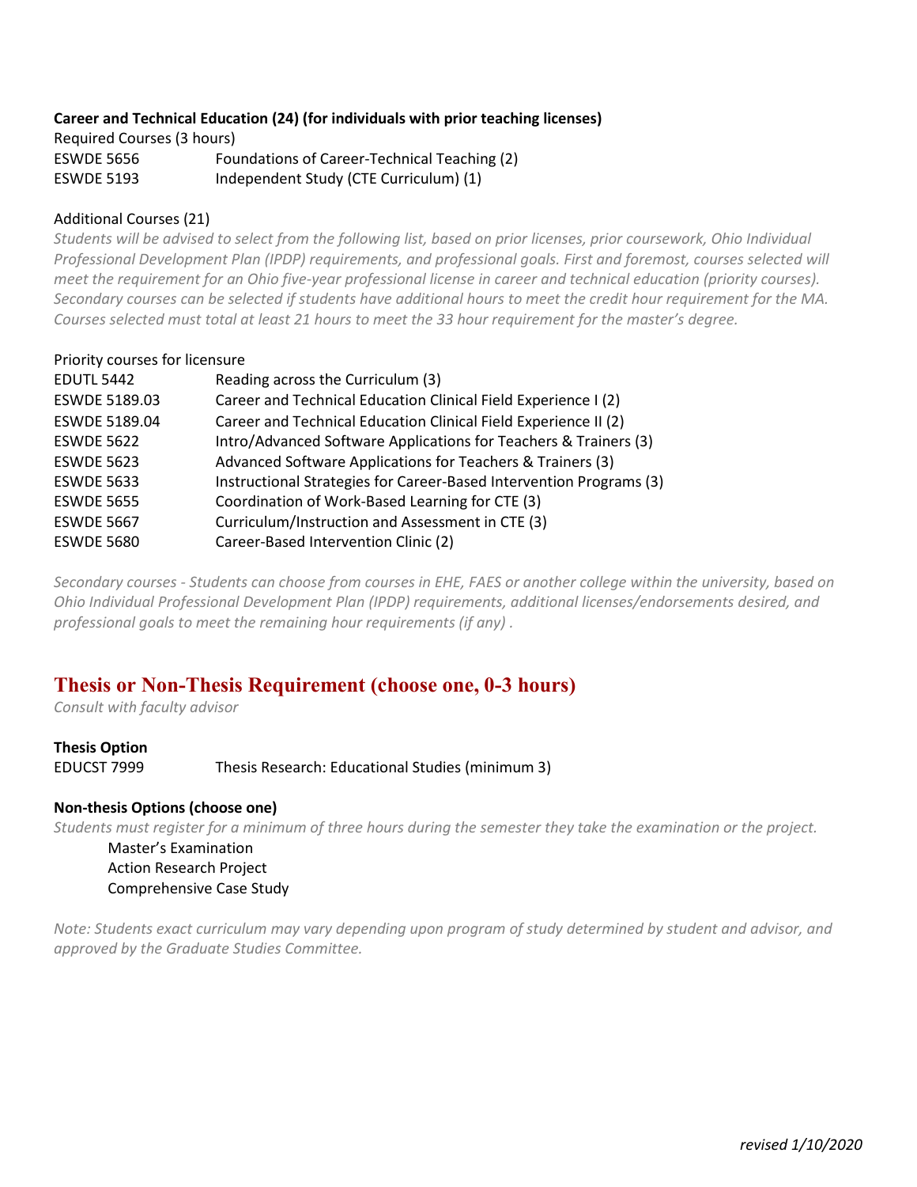**Career and Technical Education (24) (for individuals with prior teaching licenses)**

Required Courses (3 hours)

| | |
|---|---|
| ESWDE 5656 | Foundations of Career-Technical Teaching (2) |
| ESWDE 5193 | Independent Study (CTE Curriculum) (1) |

Additional Courses (21)

*Students will be advised to select from the following list, based on prior licenses, prior coursework, Ohio Individual Professional Development Plan (IPDP) requirements, and professional goals. First and foremost, courses selected will meet the requirement for an Ohio five-year professional license in career and technical education (priority courses). Secondary courses can be selected if students have additional hours to meet the credit hour requirement for the MA. Courses selected must total at least 21 hours to meet the 33 hour requirement for the master's degree.*

Priority courses for licensure

| | |
|---|---|
| EDUTL 5442 | Reading across the Curriculum (3) |
| ESWDE 5189.03 | Career and Technical Education Clinical Field Experience I (2) |
| ESWDE 5189.04 | Career and Technical Education Clinical Field Experience II (2) |
| ESWDE 5622 | Intro/Advanced Software Applications for Teachers & Trainers (3) |
| ESWDE 5623 | Advanced Software Applications for Teachers & Trainers (3) |
| ESWDE 5633 | Instructional Strategies for Career-Based Intervention Programs (3) |
| ESWDE 5655 | Coordination of Work-Based Learning for CTE (3) |
| ESWDE 5667 | Curriculum/Instruction and Assessment in CTE (3) |
| ESWDE 5680 | Career-Based Intervention Clinic (2) |

*Secondary courses - Students can choose from courses in EHE, FAES or another college within the university, based on Ohio Individual Professional Development Plan (IPDP) requirements, additional licenses/endorsements desired, and professional goals to meet the remaining hour requirements (if any) .*

## Thesis or Non-Thesis Requirement (choose one, 0-3 hours)

*Consult with faculty advisor*

**Thesis Option**

EDUCST 7999 Thesis Research: Educational Studies (minimum 3)

**Non-thesis Options (choose one)**

*Students must register for a minimum of three hours during the semester they take the examination or the project.*

- Master's Examination
- Action Research Project
- Comprehensive Case Study

*Note: Students exact curriculum may vary depending upon program of study determined by student and advisor, and approved by the Graduate Studies Committee.*

*revised 1/10/2020*